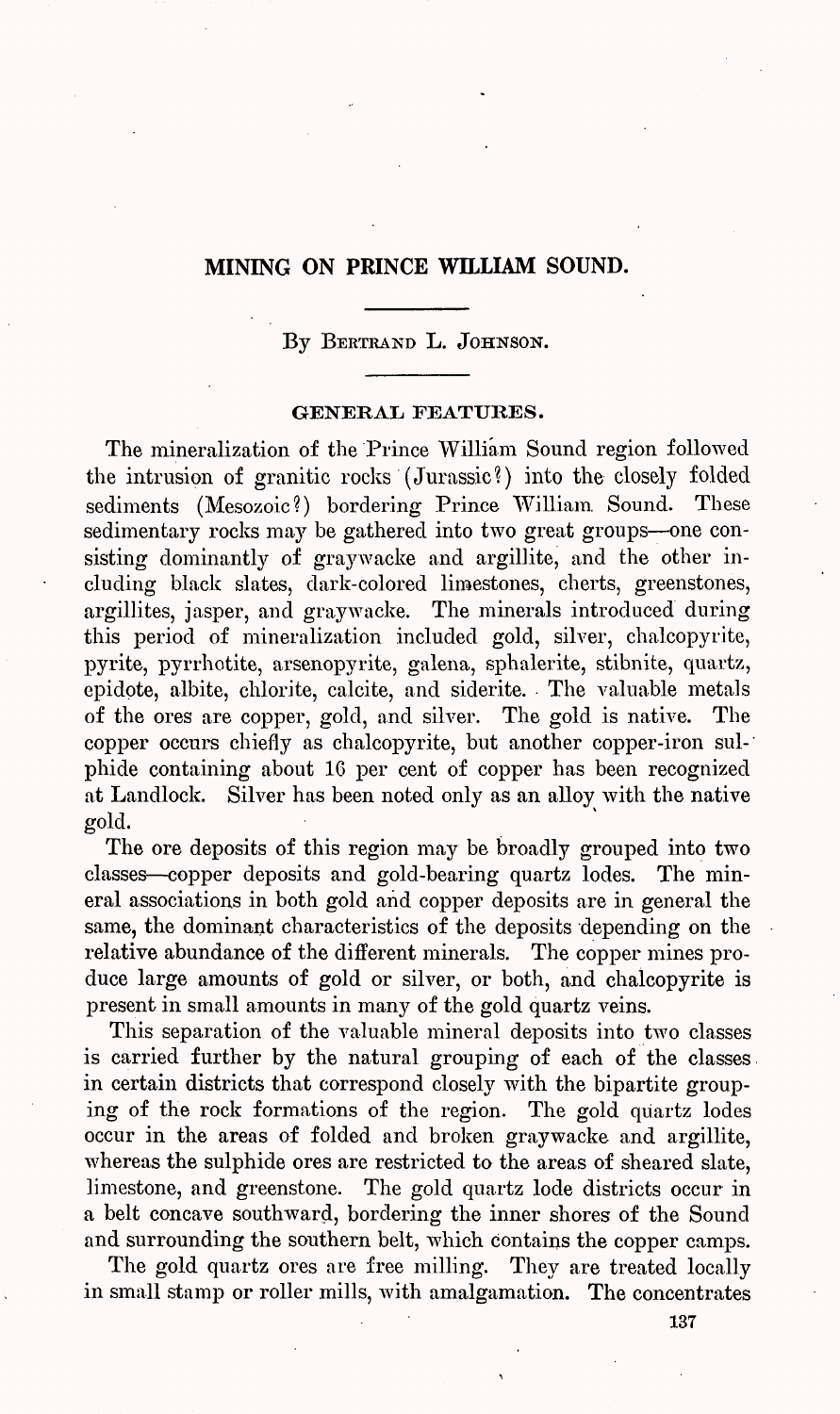# MINING ON PRINCE WILLIAM SOUND.

By Bertrand L. Johnson.

## GENERAL FEATURES.

The mineralization of the Prince William Sound region followed the intrusion of granitic rocks (Jurassic?) into the closely folded sediments (Mesozoic?) bordering Prince William Sound. These sedimentary rocks may be gathered into two great groups—one consisting dominantly of graywacke and argillite, and the other including black slates, dark-colored limestones, cherts, greenstones, argillites, jasper, and graywacke. The minerals introduced during this period of mineralization included gold, silver, chalcopyrite, pyrite, pyrrhotite, arsenopyrite, galena, sphalerite, stibnite, quartz, epidote, albite, chlorite, calcite, and siderite. The valuable metals of the ores are copper, gold, and silver. The gold is native. The copper occurs chiefly as chalcopyrite, but another copper-iron sulphide containing about 16 per cent of copper has been recognized at Landlock. Silver has been noted only as an alloy with the native gold.

The ore deposits of this region may be broadly grouped into two classes—copper deposits and gold-bearing quartz lodes. The mineral associations in both gold and copper deposits are in general the same, the dominant characteristics of the deposits depending on the relative abundance of the different minerals. The copper mines produce large amounts of gold or silver, or both, and chalcopyrite is present in small amounts in many of the gold quartz veins.

This separation of the valuable mineral deposits into two classes is carried further by the natural grouping of each of the classes in certain districts that correspond closely with the bipartite grouping of the rock formations of the region. The gold quartz lodes occur in the areas of folded and broken graywacke and argillite, whereas the sulphide ores are restricted to the areas of sheared slate, limestone, and greenstone. The gold quartz lode districts occur in a belt concave southward, bordering the inner shores of the Sound and surrounding the southern belt, which contains the copper camps.

The gold quartz ores are free milling. They are treated locally in small stamp or roller mills, with amalgamation. The concentrates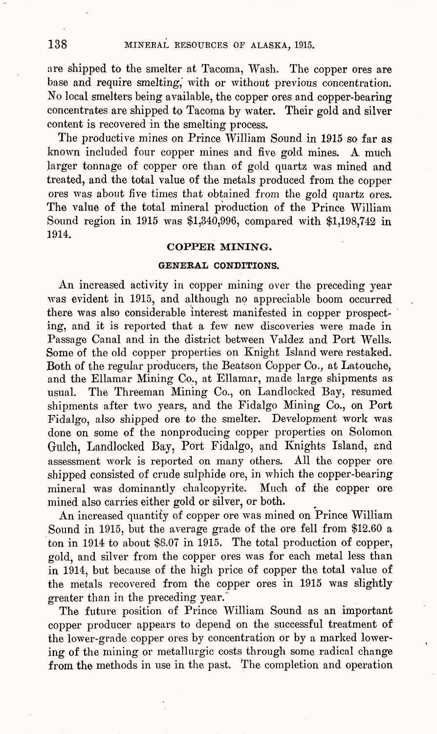are shipped to the smelter at Tacoma, Wash. The copper ores are base and require smelting, with or without previous concentration. No local smelters being available, the copper ores and copper-bearing concentrates are shipped to Tacoma by water. Their gold and silver content is recovered in the smelting process.

The productive mines on Prince William Sound in 1915 so far as known included four copper mines and five gold mines. A much larger tonnage of copper ore than of gold quartz was mined and treated, and the total value of the metals produced from the copper ores was about five times that obtained from the gold quartz ores. The value of the total mineral production of the Prince William Sound region in 1915 was $1,340,996, compared with $1,198,742 in 1914.

## COPPER MINING.

### GENERAL CONDITIONS.

An increased activity in copper mining over the preceding year was evident in 1915, and although no appreciable boom occurred there was also considerable interest manifested in copper prospecting, and it is reported that a few new discoveries were made in Passage Canal and in the district between Valdez and Port Wells. Some of the old copper properties on Knight Island were restaked. Both of the regular producers, the Beatson Copper Co., at Latouche, and the Ellamar Mining Co., at Ellamar, made large shipments as usual. The Threeman Mining Co., on Landlocked Bay, resumed shipments after two years, and the Fidalgo Mining Co., on Port Fidalgo, also shipped ore to the smelter. Development work was done on some of the nonproducing copper properties on Solomon Gulch, Landlocked Bay, Port Fidalgo, and Knights Island, and assessment work is reported on many others. All the copper ore shipped consisted of crude sulphide ore, in which the copper-bearing mineral was dominantly chalcopyrite. Much of the copper ore mined also carries either gold or silver, or both.

An increased quantity of copper ore was mined on Prince William Sound in 1915, but the average grade of the ore fell from $12.60 a ton in 1914 to about $8.07 in 1915. The total production of copper, gold, and silver from the copper ores was for each metal less than in 1914, but because of the high price of copper the total value of the metals recovered from the copper ores in 1915 was slightly greater than in the preceding year.

The future position of Prince William Sound as an important copper producer appears to depend on the successful treatment of the lower-grade copper ores by concentration or by a marked lowering of the mining or metallurgic costs through some radical change from the methods in use in the past. The completion and operation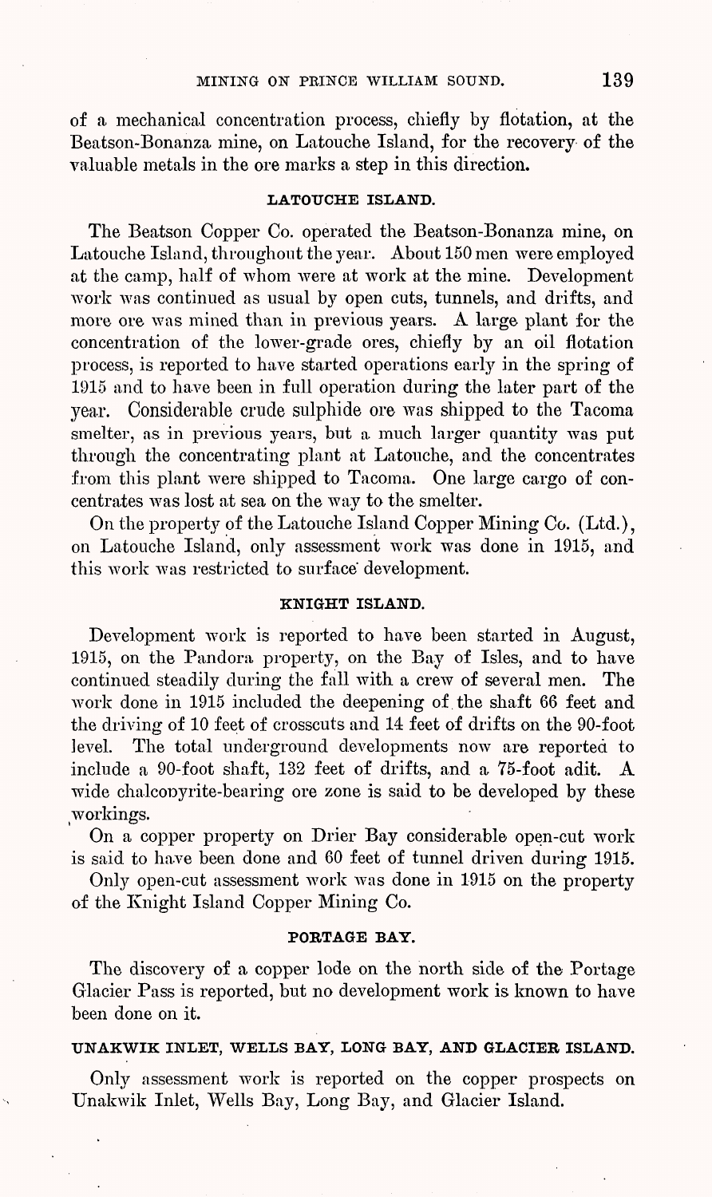of a mechanical concentration process, chiefly by flotation, at the Beatson-Bonanza mine, on Latouche Island, for the recovery of the valuable metals in the ore marks a step in this direction.

### LATOUCHE ISLAND.

The Beatson Copper Co. operated the Beatson-Bonanza mine, on Latouche Island, throughout the year. About 150 men were employed at the camp, half of whom were at work at the mine. Development work was continued as usual by open cuts, tunnels, and drifts, and more ore was mined than in previous years. A large plant for the concentration of the lower-grade ores, chiefly by an oil flotation process, is reported to have started operations early in the spring of 1915 and to have been in full operation during the later part of the year. Considerable crude sulphide ore was shipped to the Tacoma smelter, as in previous years, but a much larger quantity was put through the concentrating plant at Latouche, and the concentrates from this plant were shipped to Tacoma. One large cargo of concentrates was lost at sea on the way to the smelter.

On the property of the Latouche Island Copper Mining Co. (Ltd.), on Latouche Island, only assessment work was done in 1915, and this work was restricted to surface development.

### KNIGHT ISLAND.

Development work is reported to have been started in August, 1915, on the Pandora property, on the Bay of Isles, and to have continued steadily during the fall with a crew of several men. The work done in 1915 included the deepening of the shaft 66 feet and the driving of 10 feet of crosscuts and 14 feet of drifts on the 90-foot level. The total underground developments now are reported to include a 90-foot shaft, 132 feet of drifts, and a 75-foot adit. A wide chalcopyrite-bearing ore zone is said to be developed by these workings.

On a copper property on Drier Bay considerable open-cut work is said to have been done and 60 feet of tunnel driven during 1915.

Only open-cut assessment work was done in 1915 on the property of the Knight Island Copper Mining Co.

### PORTAGE BAY.

The discovery of a copper lode on the north side of the Portage Glacier Pass is reported, but no development work is known to have been done on it.

### UNAKWIK INLET, WELLS BAY, LONG BAY, AND GLACIER ISLAND.

Only assessment work is reported on the copper prospects on Unakwik Inlet, Wells Bay, Long Bay, and Glacier Island.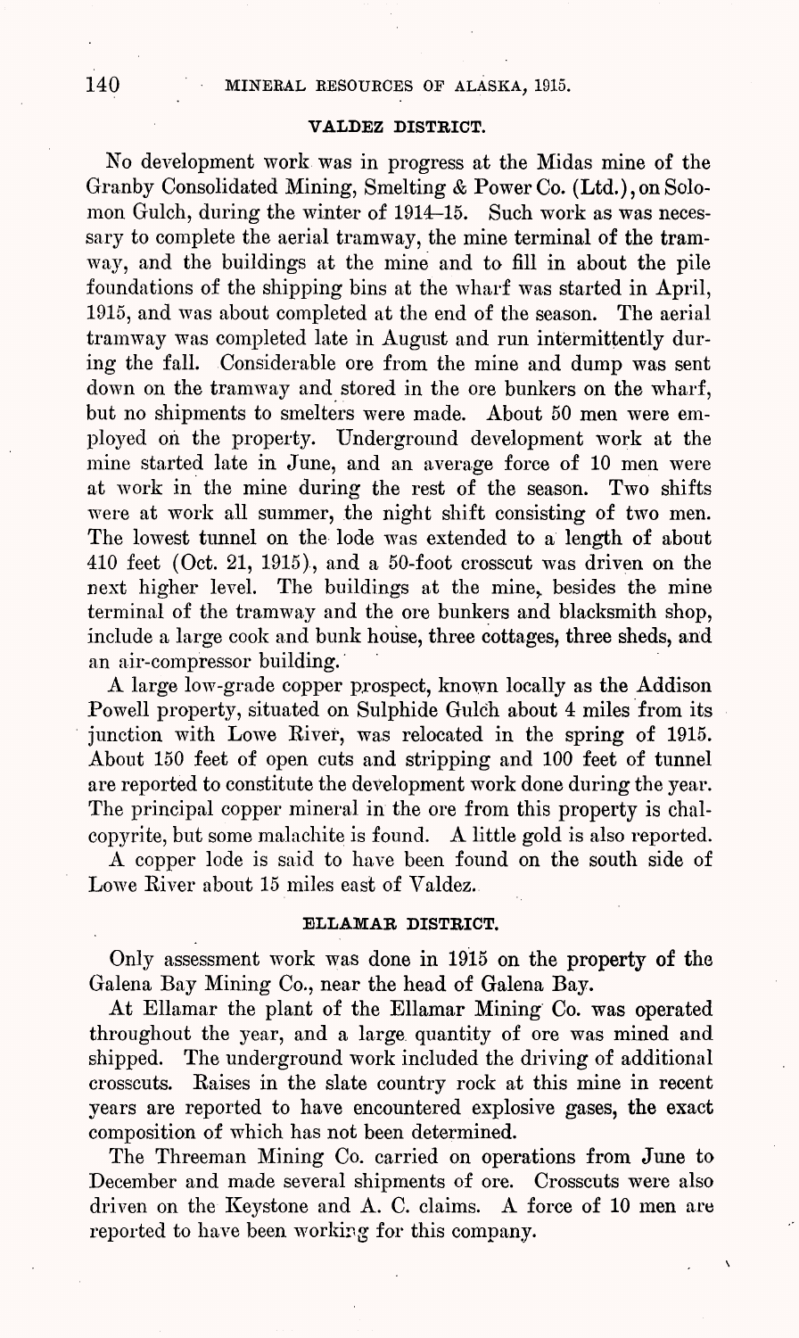### VALDEZ DISTRICT.

No development work was in progress at the Midas mine of the Granby Consolidated Mining, Smelting & Power Co. (Ltd.), on Solomon Gulch, during the winter of 1914–15. Such work as was necessary to complete the aerial tramway, the mine terminal of the tramway, and the buildings at the mine and to fill in about the pile foundations of the shipping bins at the wharf was started in April, 1915, and was about completed at the end of the season. The aerial tramway was completed late in August and run intermittently during the fall. Considerable ore from the mine and dump was sent down on the tramway and stored in the ore bunkers on the wharf, but no shipments to smelters were made. About 50 men were employed on the property. Underground development work at the mine started late in June, and an average force of 10 men were at work in the mine during the rest of the season. Two shifts were at work all summer, the night shift consisting of two men. The lowest tunnel on the lode was extended to a length of about 410 feet (Oct. 21, 1915), and a 50-foot crosscut was driven on the next higher level. The buildings at the mine, besides the mine terminal of the tramway and the ore bunkers and blacksmith shop, include a large cook and bunk house, three cottages, three sheds, and an air-compressor building.

A large low-grade copper prospect, known locally as the Addison Powell property, situated on Sulphide Gulch about 4 miles from its junction with Lowe River, was relocated in the spring of 1915. About 150 feet of open cuts and stripping and 100 feet of tunnel are reported to constitute the development work done during the year. The principal copper mineral in the ore from this property is chalcopyrite, but some malachite is found. A little gold is also reported.

A copper lode is said to have been found on the south side of Lowe River about 15 miles east of Valdez.

### ELLAMAR DISTRICT.

Only assessment work was done in 1915 on the property of the Galena Bay Mining Co., near the head of Galena Bay.

At Ellamar the plant of the Ellamar Mining Co. was operated throughout the year, and a large quantity of ore was mined and shipped. The underground work included the driving of additional crosscuts. Raises in the slate country rock at this mine in recent years are reported to have encountered explosive gases, the exact composition of which has not been determined.

The Threeman Mining Co. carried on operations from June to December and made several shipments of ore. Crosscuts were also driven on the Keystone and A. C. claims. A force of 10 men are reported to have been working for this company.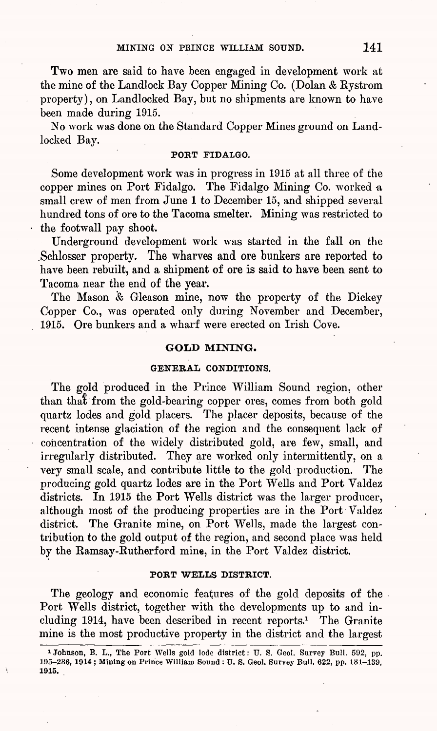Two men are said to have been engaged in development work at the mine of the Landlock Bay Copper Mining Co. (Dolan & Rystrom property), on Landlocked Bay, but no shipments are known to have been made during 1915.

No work was done on the Standard Copper Mines ground on Landlocked Bay.

### PORT FIDALGO.

Some development work was in progress in 1915 at all three of the copper mines on Port Fidalgo. The Fidalgo Mining Co. worked a small crew of men from June 1 to December 15, and shipped several hundred tons of ore to the Tacoma smelter. Mining was restricted to the footwall pay shoot.

Underground development work was started in the fall on the Schlosser property. The wharves and ore bunkers are reported to have been rebuilt, and a shipment of ore is said to have been sent to Tacoma near the end of the year.

The Mason & Gleason mine, now the property of the Dickey Copper Co., was operated only during November and December, 1915. Ore bunkers and a wharf were erected on Irish Cove.

## GOLD MINING.

### GENERAL CONDITIONS.

The gold produced in the Prince William Sound region, other than that from the gold-bearing copper ores, comes from both gold quartz lodes and gold placers. The placer deposits, because of the recent intense glaciation of the region and the consequent lack of concentration of the widely distributed gold, are few, small, and irregularly distributed. They are worked only intermittently, on a very small scale, and contribute little to the gold production. The producing gold quartz lodes are in the Port Wells and Port Valdez districts. In 1915 the Port Wells district was the larger producer, although most of the producing properties are in the Port Valdez district. The Granite mine, on Port Wells, made the largest contribution to the gold output of the region, and second place was held by the Ramsay-Rutherford mine, in the Port Valdez district.

### PORT WELLS DISTRICT.

The geology and economic features of the gold deposits of the Port Wells district, together with the developments up to and including 1914, have been described in recent reports.[1] The Granite mine is the most productive property in the district and the largest

[1] Johnson, B. L., The Port Wells gold lode district: U. S. Geol. Survey Bull. 592, pp. 195–236, 1914; Mining on Prince William Sound: U. S. Geol. Survey Bull. 622, pp. 131–139, 1915.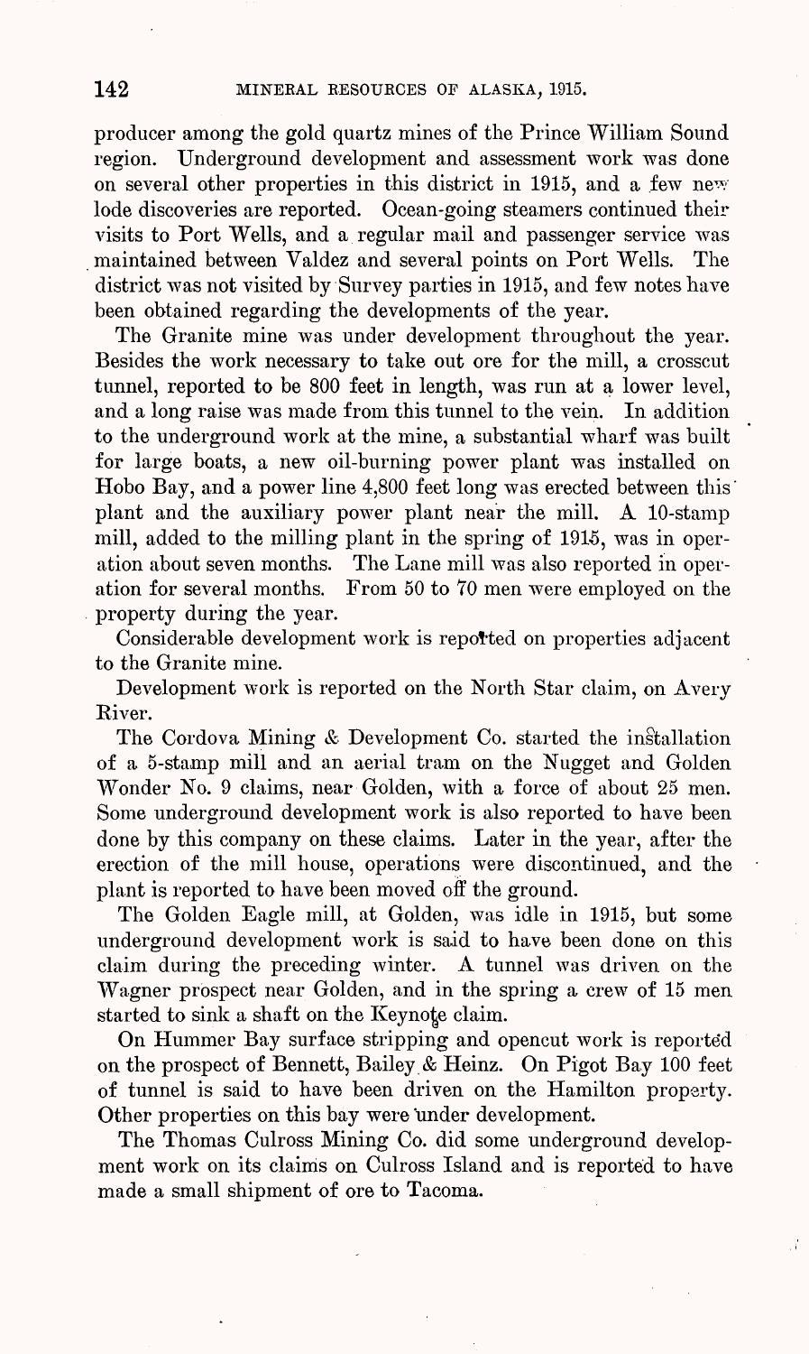producer among the gold quartz mines of the Prince William Sound region. Underground development and assessment work was done on several other properties in this district in 1915, and a few new lode discoveries are reported. Ocean-going steamers continued their visits to Port Wells, and a regular mail and passenger service was maintained between Valdez and several points on Port Wells. The district was not visited by Survey parties in 1915, and few notes have been obtained regarding the developments of the year.

The Granite mine was under development throughout the year. Besides the work necessary to take out ore for the mill, a crosscut tunnel, reported to be 800 feet in length, was run at a lower level, and a long raise was made from this tunnel to the vein. In addition to the underground work at the mine, a substantial wharf was built for large boats, a new oil-burning power plant was installed on Hobo Bay, and a power line 4,800 feet long was erected between this plant and the auxiliary power plant near the mill. A 10-stamp mill, added to the milling plant in the spring of 1915, was in operation about seven months. The Lane mill was also reported in operation for several months. From 50 to 70 men were employed on the property during the year.

Considerable development work is reported on properties adjacent to the Granite mine.

Development work is reported on the North Star claim, on Avery River.

The Cordova Mining & Development Co. started the installation of a 5-stamp mill and an aerial tram on the Nugget and Golden Wonder No. 9 claims, near Golden, with a force of about 25 men. Some underground development work is also reported to have been done by this company on these claims. Later in the year, after the erection of the mill house, operations were discontinued, and the plant is reported to have been moved off the ground.

The Golden Eagle mill, at Golden, was idle in 1915, but some underground development work is said to have been done on this claim during the preceding winter. A tunnel was driven on the Wagner prospect near Golden, and in the spring a crew of 15 men started to sink a shaft on the Keynote claim.

On Hummer Bay surface stripping and opencut work is reported on the prospect of Bennett, Bailey & Heinz. On Pigot Bay 100 feet of tunnel is said to have been driven on the Hamilton property. Other properties on this bay were under development.

The Thomas Culross Mining Co. did some underground development work on its claims on Culross Island and is reported to have made a small shipment of ore to Tacoma.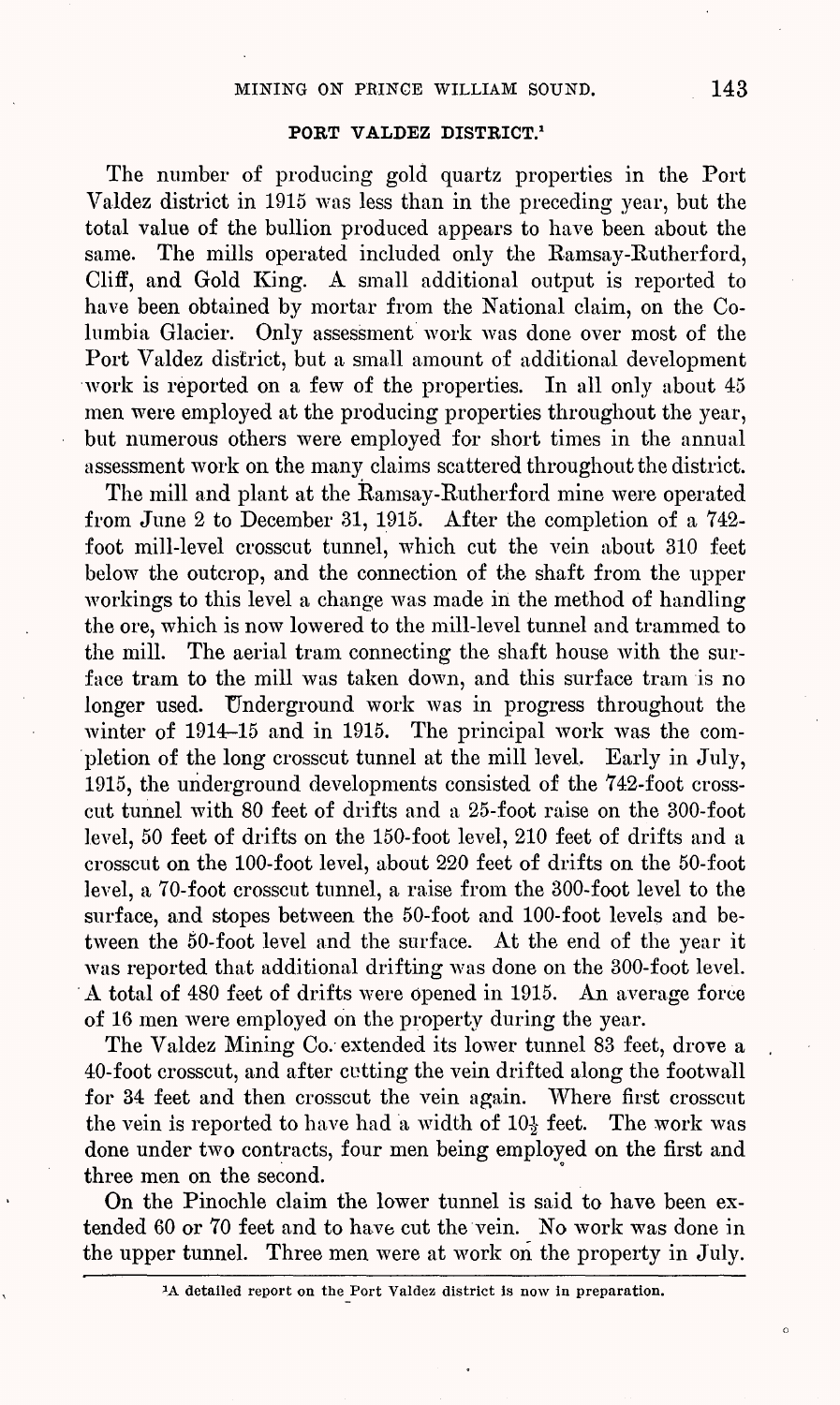## PORT VALDEZ DISTRICT.[1]

The number of producing gold quartz properties in the Port Valdez district in 1915 was less than in the preceding year, but the total value of the bullion produced appears to have been about the same. The mills operated included only the Ramsay-Rutherford, Cliff, and Gold King. A small additional output is reported to have been obtained by mortar from the National claim, on the Columbia Glacier. Only assessment work was done over most of the Port Valdez district, but a small amount of additional development work is reported on a few of the properties. In all only about 45 men were employed at the producing properties throughout the year, but numerous others were employed for short times in the annual assessment work on the many claims scattered throughout the district.

The mill and plant at the Ramsay-Rutherford mine were operated from June 2 to December 31, 1915. After the completion of a 742-foot mill-level crosscut tunnel, which cut the vein about 310 feet below the outcrop, and the connection of the shaft from the upper workings to this level a change was made in the method of handling the ore, which is now lowered to the mill-level tunnel and trammed to the mill. The aerial tram connecting the shaft house with the surface tram to the mill was taken down, and this surface tram is no longer used. Underground work was in progress throughout the winter of 1914–15 and in 1915. The principal work was the completion of the long crosscut tunnel at the mill level. Early in July, 1915, the underground developments consisted of the 742-foot crosscut tunnel with 80 feet of drifts and a 25-foot raise on the 300-foot level, 50 feet of drifts on the 150-foot level, 210 feet of drifts and a crosscut on the 100-foot level, about 220 feet of drifts on the 50-foot level, a 70-foot crosscut tunnel, a raise from the 300-foot level to the surface, and stopes between the 50-foot and 100-foot levels and between the 50-foot level and the surface. At the end of the year it was reported that additional drifting was done on the 300-foot level. A total of 480 feet of drifts were opened in 1915. An average force of 16 men were employed on the property during the year.

The Valdez Mining Co. extended its lower tunnel 83 feet, drove a 40-foot crosscut, and after cutting the vein drifted along the footwall for 34 feet and then crosscut the vein again. Where first crosscut the vein is reported to have had a width of 10½ feet. The work was done under two contracts, four men being employed on the first and three men on the second.

On the Pinochle claim the lower tunnel is said to have been extended 60 or 70 feet and to have cut the vein. No work was done in the upper tunnel. Three men were at work on the property in July.

[1] A detailed report on the Port Valdez district is now in preparation.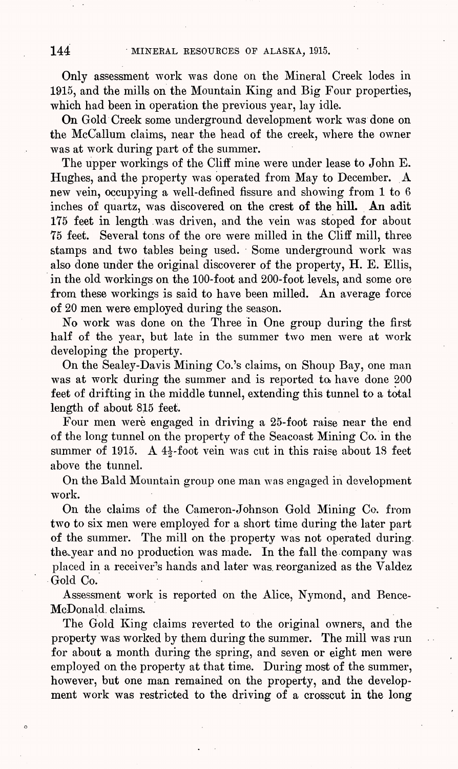Only assessment work was done on the Mineral Creek lodes in 1915, and the mills on the Mountain King and Big Four properties, which had been in operation the previous year, lay idle.

On Gold Creek some underground development work was done on the McCallum claims, near the head of the creek, where the owner was at work during part of the summer.

The upper workings of the Cliff mine were under lease to John E. Hughes, and the property was operated from May to December. A new vein, occupying a well-defined fissure and showing from 1 to 6 inches of quartz, was discovered on the crest of the hill. An adit 175 feet in length was driven, and the vein was stoped for about 75 feet. Several tons of the ore were milled in the Cliff mill, three stamps and two tables being used. Some underground work was also done under the original discoverer of the property, H. E. Ellis, in the old workings on the 100-foot and 200-foot levels, and some ore from these workings is said to have been milled. An average force of 20 men were employed during the season.

No work was done on the Three in One group during the first half of the year, but late in the summer two men were at work developing the property.

On the Sealey-Davis Mining Co.'s claims, on Shoup Bay, one man was at work during the summer and is reported to have done 200 feet of drifting in the middle tunnel, extending this tunnel to a total length of about 815 feet.

Four men were engaged in driving a 25-foot raise near the end of the long tunnel on the property of the Seacoast Mining Co. in the summer of 1915. A $4\frac{1}{2}$-foot vein was cut in this raise about 18 feet above the tunnel.

On the Bald Mountain group one man was engaged in development work.

On the claims of the Cameron-Johnson Gold Mining Co. from two to six men were employed for a short time during the later part of the summer. The mill on the property was not operated during the year and no production was made. In the fall the company was placed in a receiver's hands and later was reorganized as the Valdez Gold Co.

Assessment work is reported on the Alice, Nymond, and Bence-McDonald claims.

The Gold King claims reverted to the original owners, and the property was worked by them during the summer. The mill was run for about a month during the spring, and seven or eight men were employed on the property at that time. During most of the summer, however, but one man remained on the property, and the development work was restricted to the driving of a crosscut in the long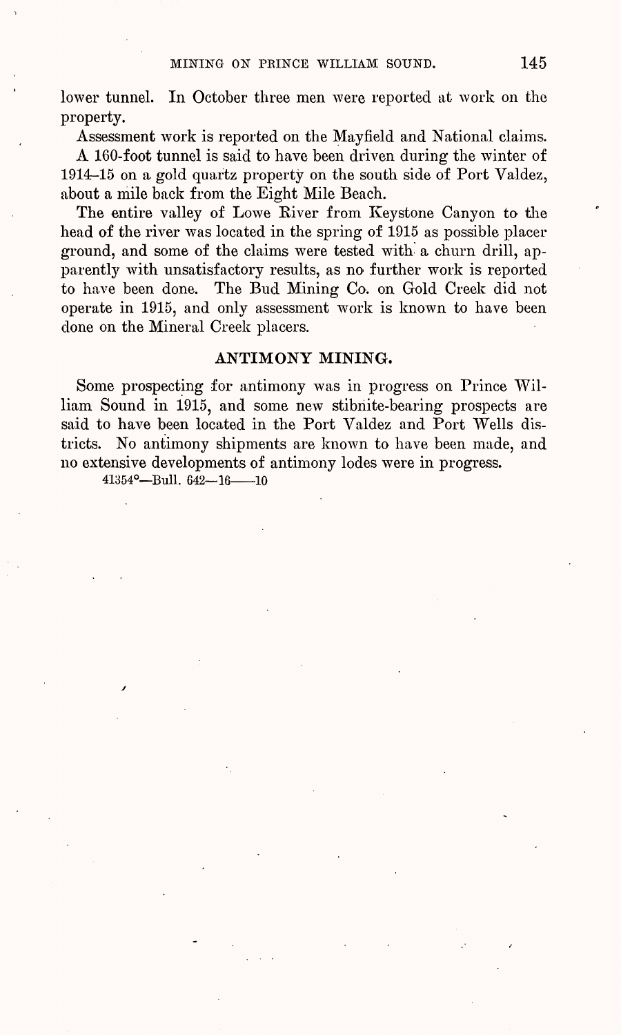lower tunnel. In October three men were reported at work on the property.

Assessment work is reported on the Mayfield and National claims.

A 160-foot tunnel is said to have been driven during the winter of 1914–15 on a gold quartz property on the south side of Port Valdez, about a mile back from the Eight Mile Beach.

The entire valley of Lowe River from Keystone Canyon to the head of the river was located in the spring of 1915 as possible placer ground, and some of the claims were tested with a churn drill, apparently with unsatisfactory results, as no further work is reported to have been done. The Bud Mining Co. on Gold Creek did not operate in 1915, and only assessment work is known to have been done on the Mineral Creek placers.

## ANTIMONY MINING.

Some prospecting for antimony was in progress on Prince William Sound in 1915, and some new stibnite-bearing prospects are said to have been located in the Port Valdez and Port Wells districts. No antimony shipments are known to have been made, and no extensive developments of antimony lodes were in progress.